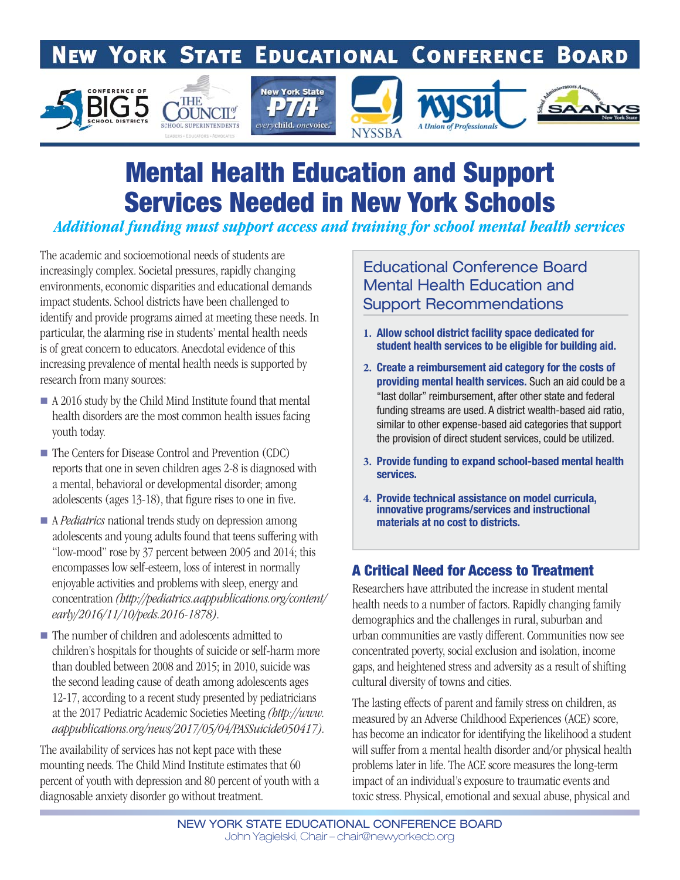# New York State Educational Conference Board

# Mental Health Education and Support Services Needed in New York Schools

*Additional funding must support access and training for school mental health services*

The academic and socioemotional needs of students are increasingly complex. Societal pressures, rapidly changing environments, economic disparities and educational demands impact students. School districts have been challenged to identify and provide programs aimed at meeting these needs. In particular, the alarming rise in students' mental health needs is of great concern to educators. Anecdotal evidence of this increasing prevalence of mental health needs is supported by research from many sources:

- A 2016 study by the Child Mind Institute found that mental health disorders are the most common health issues facing youth today.
- The Centers for Disease Control and Prevention (CDC) reports that one in seven children ages 2-8 is diagnosed with a mental, behavioral or developmental disorder; among adolescents (ages 13-18), that figure rises to one in five.
- A *Pediatrics* national trends study on depression among adolescents and young adults found that teens suffering with "low-mood" rose by 37 percent between 2005 and 2014; this encompasses low self-esteem, loss of interest in normally enjoyable activities and problems with sleep, energy and concentration *(http://pediatrics.aappublications.org/content/early/2016/11/10/peds.2016-1878)*.
- The number of children and adolescents admitted to children's hospitals for thoughts of suicide or self-harm more than doubled between 2008 and 2015; in 2010, suicide was the second leading cause of death among adolescents ages 12-17, according to a recent study presented by pediatricians at the 2017 Pediatric Academic Societies Meeting *(http://www.aappublications.org/news/2017/05/04/PASSuicide050417)*.

The availability of services has not kept pace with these mounting needs. The Child Mind Institute estimates that 60 percent of youth with depression and 80 percent of youth with a diagnosable anxiety disorder go without treatment.

## Educational Conference Board Mental Health Education and Support Recommendations

1. **Allow school district facility space dedicated for student health services to be eligible for building aid.**
2. **Create a reimbursement aid category for the costs of providing mental health services.** Such an aid could be a "last dollar" reimbursement, after other state and federal funding streams are used. A district wealth-based aid ratio, similar to other expense-based aid categories that support the provision of direct student services, could be utilized.
3. **Provide funding to expand school-based mental health services.**
4. **Provide technical assistance on model curricula, innovative programs/services and instructional materials at no cost to districts.**

## A Critical Need for Access to Treatment

Researchers have attributed the increase in student mental health needs to a number of factors. Rapidly changing family demographics and the challenges in rural, suburban and urban communities are vastly different. Communities now see concentrated poverty, social exclusion and isolation, income gaps, and heightened stress and adversity as a result of shifting cultural diversity of towns and cities.

The lasting effects of parent and family stress on children, as measured by an Adverse Childhood Experiences (ACE) score, has become an indicator for identifying the likelihood a student will suffer from a mental health disorder and/or physical health problems later in life. The ACE score measures the long-term impact of an individual's exposure to traumatic events and toxic stress. Physical, emotional and sexual abuse, physical and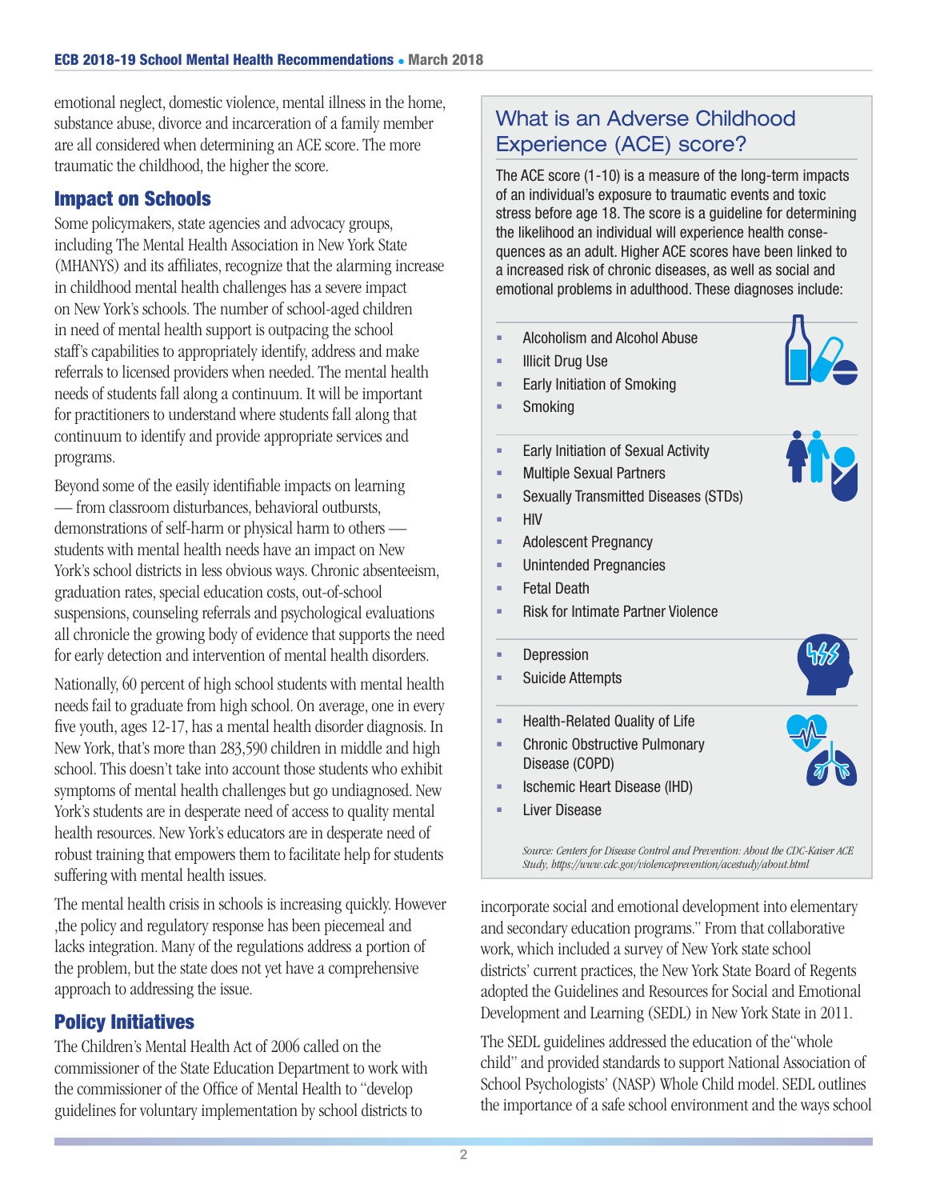emotional neglect, domestic violence, mental illness in the home, substance abuse, divorce and incarceration of a family member are all considered when determining an ACE score. The more traumatic the childhood, the higher the score.

## Impact on Schools

Some policymakers, state agencies and advocacy groups, including The Mental Health Association in New York State (MHANYS) and its affiliates, recognize that the alarming increase in childhood mental health challenges has a severe impact on New York's schools. The number of school-aged children in need of mental health support is outpacing the school staff's capabilities to appropriately identify, address and make referrals to licensed providers when needed. The mental health needs of students fall along a continuum. It will be important for practitioners to understand where students fall along that continuum to identify and provide appropriate services and programs.

Beyond some of the easily identifiable impacts on learning — from classroom disturbances, behavioral outbursts, demonstrations of self-harm or physical harm to others — students with mental health needs have an impact on New York's school districts in less obvious ways. Chronic absenteeism, graduation rates, special education costs, out-of-school suspensions, counseling referrals and psychological evaluations all chronicle the growing body of evidence that supports the need for early detection and intervention of mental health disorders.

Nationally, 60 percent of high school students with mental health needs fail to graduate from high school. On average, one in every five youth, ages 12-17, has a mental health disorder diagnosis. In New York, that's more than 283,590 children in middle and high school. This doesn't take into account those students who exhibit symptoms of mental health challenges but go undiagnosed. New York's students are in desperate need of access to quality mental health resources. New York's educators are in desperate need of robust training that empowers them to facilitate help for students suffering with mental health issues.

The mental health crisis in schools is increasing quickly. However ,the policy and regulatory response has been piecemeal and lacks integration. Many of the regulations address a portion of the problem, but the state does not yet have a comprehensive approach to addressing the issue.

## Policy Initiatives

The Children's Mental Health Act of 2006 called on the commissioner of the State Education Department to work with the commissioner of the Office of Mental Health to "develop guidelines for voluntary implementation by school districts to incorporate social and emotional development into elementary and secondary education programs." From that collaborative work, which included a survey of New York state school districts' current practices, the New York State Board of Regents adopted the Guidelines and Resources for Social and Emotional Development and Learning (SEDL) in New York State in 2011.

The SEDL guidelines addressed the education of the"whole child" and provided standards to support National Association of School Psychologists' (NASP) Whole Child model. SEDL outlines the importance of a safe school environment and the ways school

### What is an Adverse Childhood Experience (ACE) score?

The ACE score (1-10) is a measure of the long-term impacts of an individual's exposure to traumatic events and toxic stress before age 18. The score is a guideline for determining the likelihood an individual will experience health consequences as an adult. Higher ACE scores have been linked to a increased risk of chronic diseases, as well as social and emotional problems in adulthood. These diagnoses include:

- Alcoholism and Alcohol Abuse
- Illicit Drug Use
- Early Initiation of Smoking
- Smoking

- Early Initiation of Sexual Activity
- Multiple Sexual Partners
- Sexually Transmitted Diseases (STDs)
- HIV
- Adolescent Pregnancy
- Unintended Pregnancies
- Fetal Death
- Risk for Intimate Partner Violence

- Depression
- Suicide Attempts

- Health-Related Quality of Life
- Chronic Obstructive Pulmonary Disease (COPD)
- Ischemic Heart Disease (IHD)
- Liver Disease

*Source: Centers for Disease Control and Prevention: About the CDC-Kaiser ACE Study, https://www.cdc.gov/violenceprevention/acestudy/about.html*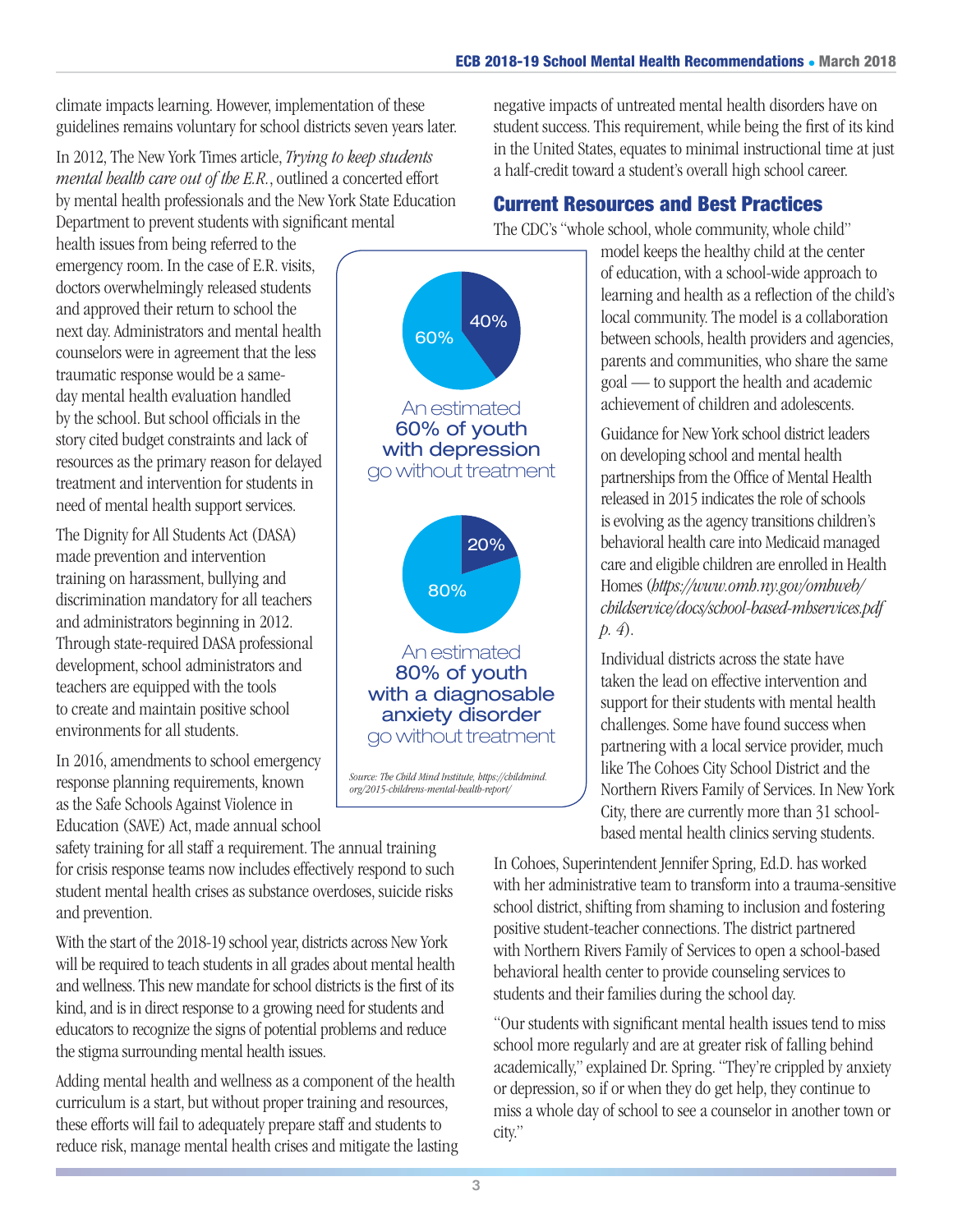climate impacts learning. However, implementation of these guidelines remains voluntary for school districts seven years later.

In 2012, The New York Times article, *Trying to keep students mental health care out of the E.R.*, outlined a concerted effort by mental health professionals and the New York State Education Department to prevent students with significant mental health issues from being referred to the emergency room. In the case of E.R. visits, doctors overwhelmingly released students and approved their return to school the next day. Administrators and mental health counselors were in agreement that the less traumatic response would be a same-day mental health evaluation handled by the school. But school officials in the story cited budget constraints and lack of resources as the primary reason for delayed treatment and intervention for students in need of mental health support services.

The Dignity for All Students Act (DASA) made prevention and intervention training on harassment, bullying and discrimination mandatory for all teachers and administrators beginning in 2012. Through state-required DASA professional development, school administrators and teachers are equipped with the tools to create and maintain positive school environments for all students.

In 2016, amendments to school emergency response planning requirements, known as the Safe Schools Against Violence in Education (SAVE) Act, made annual school safety training for all staff a requirement. The annual training for crisis response teams now includes effectively respond to such student mental health crises as substance overdoses, suicide risks and prevention.

With the start of the 2018-19 school year, districts across New York will be required to teach students in all grades about mental health and wellness. This new mandate for school districts is the first of its kind, and is in direct response to a growing need for students and educators to recognize the signs of potential problems and reduce the stigma surrounding mental health issues.

Adding mental health and wellness as a component of the health curriculum is a start, but without proper training and resources, these efforts will fail to adequately prepare staff and students to reduce risk, manage mental health crises and mitigate the lasting negative impacts of untreated mental health disorders have on student success. This requirement, while being the first of its kind in the United States, equates to minimal instructional time at just a half-credit toward a student's overall high school career.

60% | 40%

An estimated **60% of youth with depression** go without treatment

80% | 20%

An estimated **80% of youth with a diagnosable anxiety disorder** go without treatment

*Source: The Child Mind Institute, https://childmind.org/2015-childrens-mental-health-report/*

## Current Resources and Best Practices

The CDC's "whole school, whole community, whole child" model keeps the healthy child at the center of education, with a school-wide approach to learning and health as a reflection of the child's local community. The model is a collaboration between schools, health providers and agencies, parents and communities, who share the same goal — to support the health and academic achievement of children and adolescents.

Guidance for New York school district leaders on developing school and mental health partnerships from the Office of Mental Health released in 2015 indicates the role of schools is evolving as the agency transitions children's behavioral health care into Medicaid managed care and eligible children are enrolled in Health Homes (*https://www.omh.ny.gov/omhweb/childservice/docs/school-based-mhservices.pdf p. 4*).

Individual districts across the state have taken the lead on effective intervention and support for their students with mental health challenges. Some have found success when partnering with a local service provider, much like The Cohoes City School District and the Northern Rivers Family of Services. In New York City, there are currently more than 31 school-based mental health clinics serving students.

In Cohoes, Superintendent Jennifer Spring, Ed.D. has worked with her administrative team to transform into a trauma-sensitive school district, shifting from shaming to inclusion and fostering positive student-teacher connections. The district partnered with Northern Rivers Family of Services to open a school-based behavioral health center to provide counseling services to students and their families during the school day.

"Our students with significant mental health issues tend to miss school more regularly and are at greater risk of falling behind academically," explained Dr. Spring. "They're crippled by anxiety or depression, so if or when they do get help, they continue to miss a whole day of school to see a counselor in another town or city."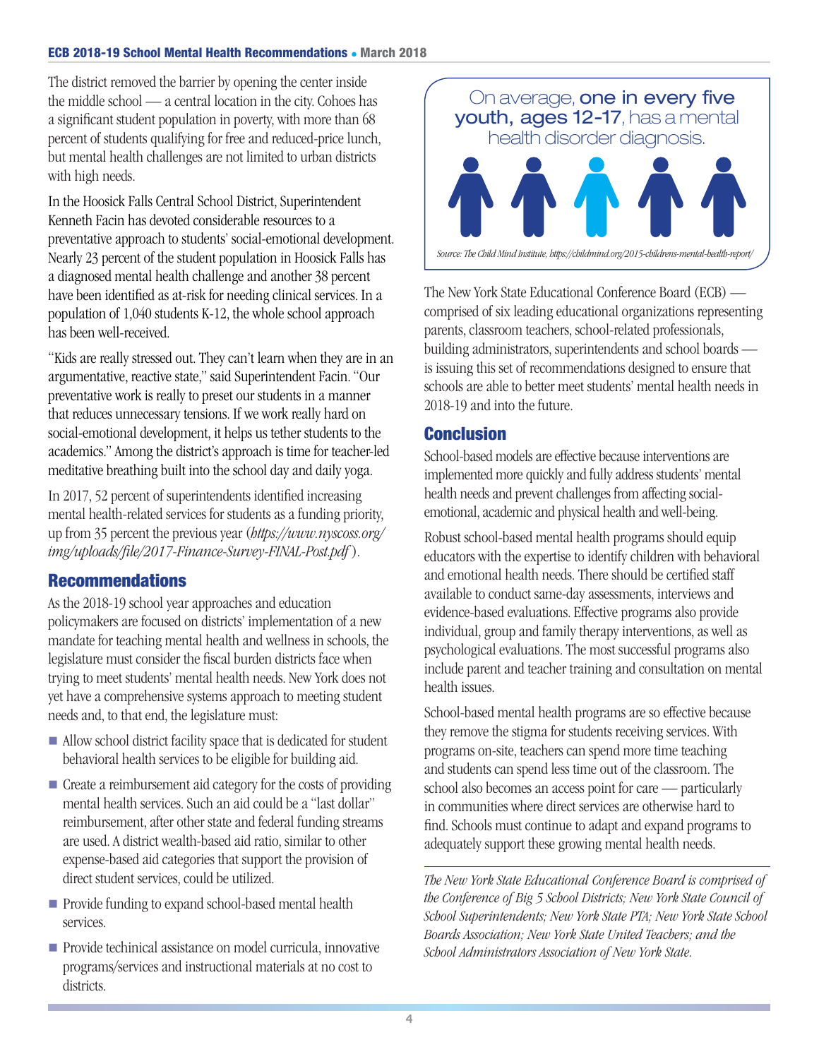The district removed the barrier by opening the center inside the middle school — a central location in the city. Cohoes has a significant student population in poverty, with more than 68 percent of students qualifying for free and reduced-price lunch, but mental health challenges are not limited to urban districts with high needs.

In the Hoosick Falls Central School District, Superintendent Kenneth Facin has devoted considerable resources to a preventative approach to students' social-emotional development. Nearly 23 percent of the student population in Hoosick Falls has a diagnosed mental health challenge and another 38 percent have been identified as at-risk for needing clinical services. In a population of 1,040 students K-12, the whole school approach has been well-received.

"Kids are really stressed out. They can't learn when they are in an argumentative, reactive state," said Superintendent Facin. "Our preventative work is really to preset our students in a manner that reduces unnecessary tensions. If we work really hard on social-emotional development, it helps us tether students to the academics." Among the district's approach is time for teacher-led meditative breathing built into the school day and daily yoga.

In 2017, 52 percent of superintendents identified increasing mental health-related services for students as a funding priority, up from 35 percent the previous year (*https://www.nyscoss.org/img/uploads/file/2017-Finance-Survey-FINAL-Post.pdf*).

## Recommendations

As the 2018-19 school year approaches and education policymakers are focused on districts' implementation of a new mandate for teaching mental health and wellness in schools, the legislature must consider the fiscal burden districts face when trying to meet students' mental health needs. New York does not yet have a comprehensive systems approach to meeting student needs and, to that end, the legislature must:

- Allow school district facility space that is dedicated for student behavioral health services to be eligible for building aid.
- Create a reimbursement aid category for the costs of providing mental health services. Such an aid could be a "last dollar" reimbursement, after other state and federal funding streams are used. A district wealth-based aid ratio, similar to other expense-based aid categories that support the provision of direct student services, could be utilized.
- Provide funding to expand school-based mental health services.
- Provide techinical assistance on model curricula, innovative programs/services and instructional materials at no cost to districts.

On average, **one in every five youth, ages 12-17**, has a mental health disorder diagnosis.

*Source: The Child Mind Institute, https://childmind.org/2015-childrens-mental-health-report/*

The New York State Educational Conference Board (ECB) — comprised of six leading educational organizations representing parents, classroom teachers, school-related professionals, building administrators, superintendents and school boards — is issuing this set of recommendations designed to ensure that schools are able to better meet students' mental health needs in 2018-19 and into the future.

## Conclusion

School-based models are effective because interventions are implemented more quickly and fully address students' mental health needs and prevent challenges from affecting social-emotional, academic and physical health and well-being.

Robust school-based mental health programs should equip educators with the expertise to identify children with behavioral and emotional health needs. There should be certified staff available to conduct same-day assessments, interviews and evidence-based evaluations. Effective programs also provide individual, group and family therapy interventions, as well as psychological evaluations. The most successful programs also include parent and teacher training and consultation on mental health issues.

School-based mental health programs are so effective because they remove the stigma for students receiving services. With programs on-site, teachers can spend more time teaching and students can spend less time out of the classroom. The school also becomes an access point for care — particularly in communities where direct services are otherwise hard to find. Schools must continue to adapt and expand programs to adequately support these growing mental health needs.

---

*The New York State Educational Conference Board is comprised of the Conference of Big 5 School Districts; New York State Council of School Superintendents; New York State PTA; New York State School Boards Association; New York State United Teachers; and the School Administrators Association of New York State.*